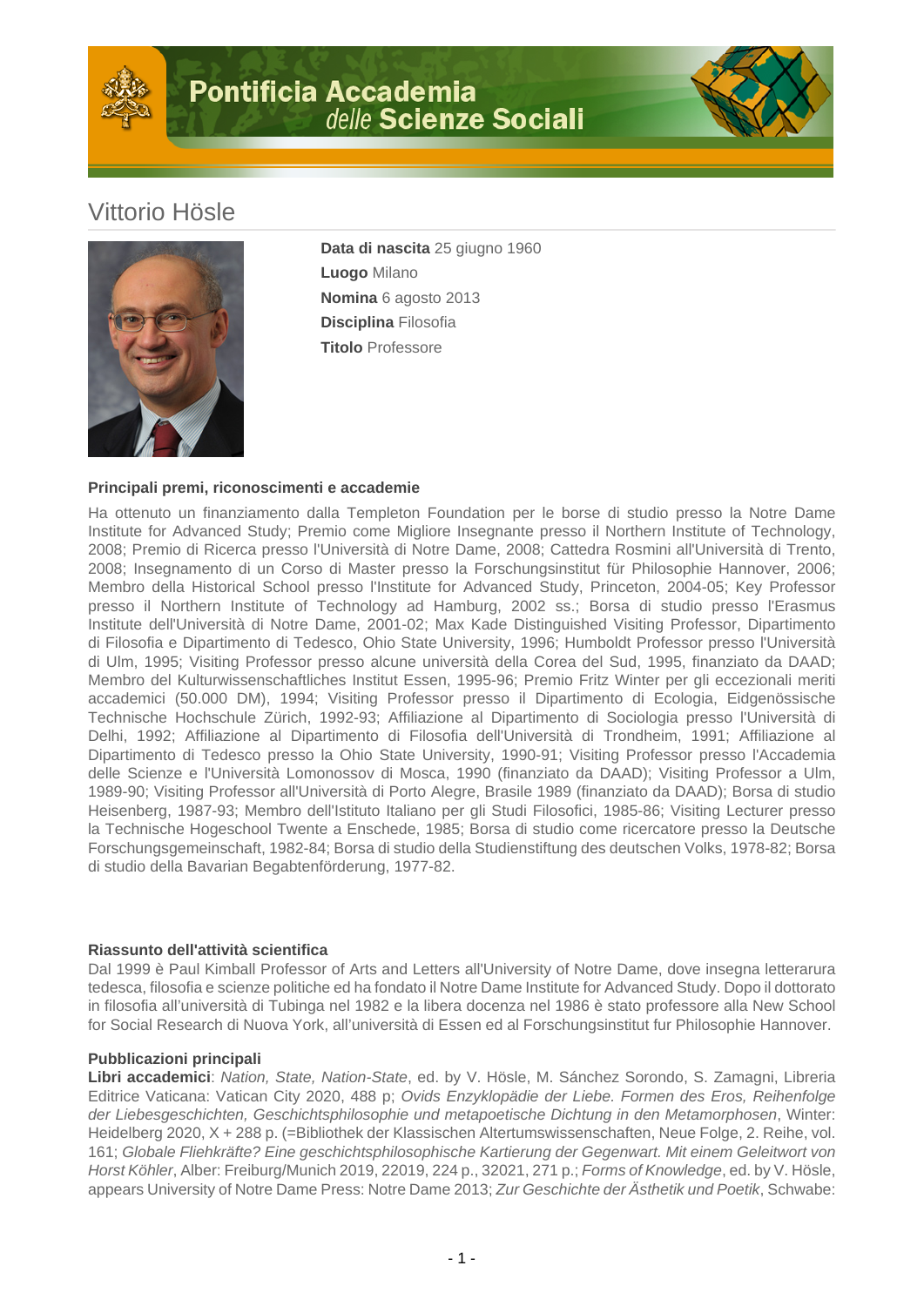# Pontificia Accademia delle Scienze Sociali

## Vittorio Hösle

**Data di nascita** 25 giugno 1960
**Luogo** Milano
**Nomina** 6 agosto 2013
**Disciplina** Filosofia
**Titolo** Professore

### Principali premi, riconoscimenti e accademie

Ha ottenuto un finanziamento dalla Templeton Foundation per le borse di studio presso la Notre Dame Institute for Advanced Study; Premio come Migliore Insegnante presso il Northern Institute of Technology, 2008; Premio di Ricerca presso l'Università di Notre Dame, 2008; Cattedra Rosmini all'Università di Trento, 2008; Insegnamento di un Corso di Master presso la Forschungsinstitut für Philosophie Hannover, 2006; Membro della Historical School presso l'Institute for Advanced Study, Princeton, 2004-05; Key Professor presso il Northern Institute of Technology ad Hamburg, 2002 ss.; Borsa di studio presso l'Erasmus Institute dell'Università di Notre Dame, 2001-02; Max Kade Distinguished Visiting Professor, Dipartimento di Filosofia e Dipartimento di Tedesco, Ohio State University, 1996; Humboldt Professor presso l'Università di Ulm, 1995; Visiting Professor presso alcune università della Corea del Sud, 1995, finanziato da DAAD; Membro del Kulturwissenschaftliches Institut Essen, 1995-96; Premio Fritz Winter per gli eccezionali meriti accademici (50.000 DM), 1994; Visiting Professor presso il Dipartimento di Ecologia, Eidgenössische Technische Hochschule Zürich, 1992-93; Affiliazione al Dipartimento di Sociologia presso l'Università di Delhi, 1992; Affiliazione al Dipartimento di Filosofia dell'Università di Trondheim, 1991; Affiliazione al Dipartimento di Tedesco presso la Ohio State University, 1990-91; Visiting Professor presso l'Accademia delle Scienze e l'Università Lomonossov di Mosca, 1990 (finanziato da DAAD); Visiting Professor a Ulm, 1989-90; Visiting Professor all'Università di Porto Alegre, Brasile 1989 (finanziato da DAAD); Borsa di studio Heisenberg, 1987-93; Membro dell'Istituto Italiano per gli Studi Filosofici, 1985-86; Visiting Lecturer presso la Technische Hogeschool Twente a Enschede, 1985; Borsa di studio come ricercatore presso la Deutsche Forschungsgemeinschaft, 1982-84; Borsa di studio della Studienstiftung des deutschen Volks, 1978-82; Borsa di studio della Bavarian Begabtenförderung, 1977-82.

### Riassunto dell'attività scientifica

Dal 1999 è Paul Kimball Professor of Arts and Letters all'University of Notre Dame, dove insegna letterarura tedesca, filosofia e scienze politiche ed ha fondato il Notre Dame Institute for Advanced Study. Dopo il dottorato in filosofia all'università di Tubinga nel 1982 e la libera docenza nel 1986 è stato professore alla New School for Social Research di Nuova York, all'università di Essen ed al Forschungsinstitut fur Philosophie Hannover.

### Pubblicazioni principali

**Libri accademici**: *Nation, State, Nation-State*, ed. by V. Hösle, M. Sánchez Sorondo, S. Zamagni, Libreria Editrice Vaticana: Vatican City 2020, 488 p; *Ovids Enzyklopädie der Liebe. Formen des Eros, Reihenfolge der Liebesgeschichten, Geschichtsphilosophie und metapoetische Dichtung in den Metamorphosen*, Winter: Heidelberg 2020, X + 288 p. (=Bibliothek der Klassischen Altertumswissenschaften, Neue Folge, 2. Reihe, vol. 161; *Globale Fliehkräfte? Eine geschichtsphilosophische Kartierung der Gegenwart. Mit einem Geleitwort von Horst Köhler*, Alber: Freiburg/Munich 2019, 22019, 224 p., 32021, 271 p.; *Forms of Knowledge*, ed. by V. Hösle, appears University of Notre Dame Press: Notre Dame 2013; *Zur Geschichte der Ästhetik und Poetik*, Schwabe: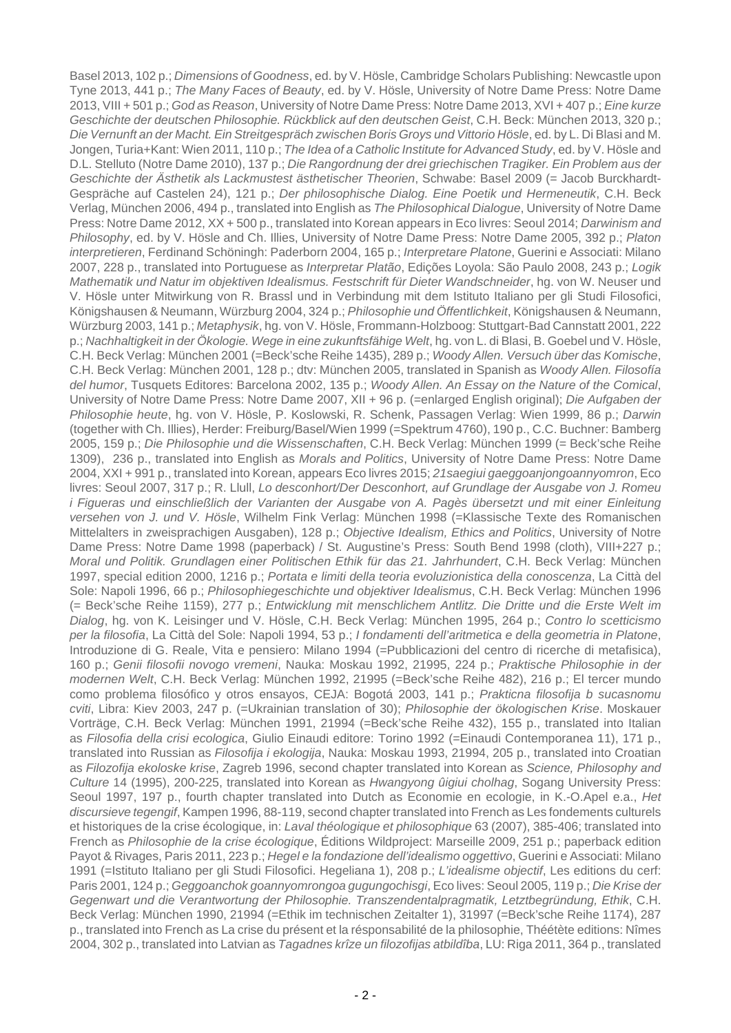Basel 2013, 102 p.; *Dimensions of Goodness*, ed. by V. Hösle, Cambridge Scholars Publishing: Newcastle upon Tyne 2013, 441 p.; *The Many Faces of Beauty*, ed. by V. Hösle, University of Notre Dame Press: Notre Dame 2013, VIII + 501 p.; *God as Reason*, University of Notre Dame Press: Notre Dame 2013, XVI + 407 p.; *Eine kurze Geschichte der deutschen Philosophie. Rückblick auf den deutschen Geist*, C.H. Beck: München 2013, 320 p.; *Die Vernunft an der Macht. Ein Streitgespräch zwischen Boris Groys und Vittorio Hösle*, ed. by L. Di Blasi and M. Jongen, Turia+Kant: Wien 2011, 110 p.; *The Idea of a Catholic Institute for Advanced Study*, ed. by V. Hösle and D.L. Stelluto (Notre Dame 2010), 137 p.; *Die Rangordnung der drei griechischen Tragiker. Ein Problem aus der Geschichte der Ästhetik als Lackmustest ästhetischer Theorien*, Schwabe: Basel 2009 (= Jacob Burckhardt-Gespräche auf Castelen 24), 121 p.; *Der philosophische Dialog. Eine Poetik und Hermeneutik*, C.H. Beck Verlag, München 2006, 494 p., translated into English as *The Philosophical Dialogue*, University of Notre Dame Press: Notre Dame 2012, XX + 500 p., translated into Korean appears in Eco livres: Seoul 2014; *Darwinism and Philosophy*, ed. by V. Hösle and Ch. Illies, University of Notre Dame Press: Notre Dame 2005, 392 p.; *Platon interpretieren*, Ferdinand Schöningh: Paderborn 2004, 165 p.; *Interpretare Platone*, Guerini e Associati: Milano 2007, 228 p., translated into Portuguese as *Interpretar Platão*, Edições Loyola: São Paulo 2008, 243 p.; *Logik Mathematik und Natur im objektiven Idealismus. Festschrift für Dieter Wandschneider*, hg. von W. Neuser und V. Hösle unter Mitwirkung von R. Brassl und in Verbindung mit dem Istituto Italiano per gli Studi Filosofici, Königshausen & Neumann, Würzburg 2004, 324 p.; *Philosophie und Öffentlichkeit*, Königshausen & Neumann, Würzburg 2003, 141 p.; *Metaphysik*, hg. von V. Hösle, Frommann-Holzboog: Stuttgart-Bad Cannstatt 2001, 222 p.; *Nachhaltigkeit in der Ökologie. Wege in eine zukunftsfähige Welt*, hg. von L. di Blasi, B. Goebel und V. Hösle, C.H. Beck Verlag: München 2001 (=Beck'sche Reihe 1435), 289 p.; *Woody Allen. Versuch über das Komische*, C.H. Beck Verlag: München 2001, 128 p.; dtv: München 2005, translated in Spanish as *Woody Allen. Filosofía del humor*, Tusquets Editores: Barcelona 2002, 135 p.; *Woody Allen. An Essay on the Nature of the Comical*, University of Notre Dame Press: Notre Dame 2007, XII + 96 p. (=enlarged English original); *Die Aufgaben der Philosophie heute*, hg. von V. Hösle, P. Koslowski, R. Schenk, Passagen Verlag: Wien 1999, 86 p.; *Darwin* (together with Ch. Illies), Herder: Freiburg/Basel/Wien 1999 (=Spektrum 4760), 190 p., C.C. Buchner: Bamberg 2005, 159 p.; *Die Philosophie und die Wissenschaften*, C.H. Beck Verlag: München 1999 (= Beck'sche Reihe 1309), 236 p., translated into English as *Morals and Politics*, University of Notre Dame Press: Notre Dame 2004, XXI + 991 p., translated into Korean, appears Eco livres 2015; *21saegiui gaeggoanjongoannyomron*, Eco livres: Seoul 2007, 317 p.; R. Llull, *Lo desconhort/Der Desconhort, auf Grundlage der Ausgabe von J. Romeu i Figueras und einschließlich der Varianten der Ausgabe von A. Pagès übersetzt und mit einer Einleitung versehen von J. und V. Hösle*, Wilhelm Fink Verlag: München 1998 (=Klassische Texte des Romanischen Mittelalters in zweisprachigen Ausgaben), 128 p.; *Objective Idealism, Ethics and Politics*, University of Notre Dame Press: Notre Dame 1998 (paperback) / St. Augustine's Press: South Bend 1998 (cloth), VIII+227 p.; *Moral und Politik. Grundlagen einer Politischen Ethik für das 21. Jahrhundert*, C.H. Beck Verlag: München 1997, special edition 2000, 1216 p.; *Portata e limiti della teoria evoluzionistica della conoscenza*, La Città del Sole: Napoli 1996, 66 p.; *Philosophiegeschichte und objektiver Idealismus*, C.H. Beck Verlag: München 1996 (= Beck'sche Reihe 1159), 277 p.; *Entwicklung mit menschlichem Antlitz. Die Dritte und die Erste Welt im Dialog*, hg. von K. Leisinger und V. Hösle, C.H. Beck Verlag: München 1995, 264 p.; *Contro lo scetticismo per la filosofia*, La Città del Sole: Napoli 1994, 53 p.; *I fondamenti dell'aritmetica e della geometria in Platone*, Introduzione di G. Reale, Vita e pensiero: Milano 1994 (=Pubblicazioni del centro di ricerche di metafisica), 160 p.; *Genii filosofii novogo vremeni*, Nauka: Moskau 1992, 21995, 224 p.; *Praktische Philosophie in der modernen Welt*, C.H. Beck Verlag: München 1992, 21995 (=Beck'sche Reihe 482), 216 p.; El tercer mundo como problema filosófico y otros ensayos, CEJA: Bogotá 2003, 141 p.; *Prakticna filosofija b sucasnomu cviti*, Libra: Kiev 2003, 247 p. (=Ukrainian translation of 30); *Philosophie der ökologischen Krise*. Moskauer Vorträge, C.H. Beck Verlag: München 1991, 21994 (=Beck'sche Reihe 432), 155 p., translated into Italian as *Filosofia della crisi ecologica*, Giulio Einaudi editore: Torino 1992 (=Einaudi Contemporanea 11), 171 p., translated into Russian as *Filosofija i ekologija*, Nauka: Moskau 1993, 21994, 205 p., translated into Croatian as *Filozofija ekoloske krise*, Zagreb 1996, second chapter translated into Korean as *Science, Philosophy and Culture* 14 (1995), 200-225, translated into Korean as *Hwangyong ûigiui cholhag*, Sogang University Press: Seoul 1997, 197 p., fourth chapter translated into Dutch as Economie en ecologie, in K.-O.Apel e.a., *Het discursieve tegengif*, Kampen 1996, 88-119, second chapter translated into French as Les fondements culturels et historiques de la crise écologique, in: *Laval théologique et philosophique* 63 (2007), 385-406; translated into French as *Philosophie de la crise écologique*, Éditions Wildproject: Marseille 2009, 251 p.; paperback edition Payot & Rivages, Paris 2011, 223 p.; *Hegel e la fondazione dell'idealismo oggettivo*, Guerini e Associati: Milano 1991 (=Istituto Italiano per gli Studi Filosofici. Hegeliana 1), 208 p.; *L'idealisme objectif*, Les editions du cerf: Paris 2001, 124 p.; *Geggoanchok goannyomrongoa gugungochisgi*, Eco lives: Seoul 2005, 119 p.; *Die Krise der Gegenwart und die Verantwortung der Philosophie. Transzendentalpragmatik, Letztbegründung, Ethik*, C.H. Beck Verlag: München 1990, 21994 (=Ethik im technischen Zeitalter 1), 31997 (=Beck'sche Reihe 1174), 287 p., translated into French as La crise du présent et la résponsabilité de la philosophie, Théétète editions: Nîmes 2004, 302 p., translated into Latvian as *Tagadnes krîze un filozofijas atbildîba*, LU: Riga 2011, 364 p., translated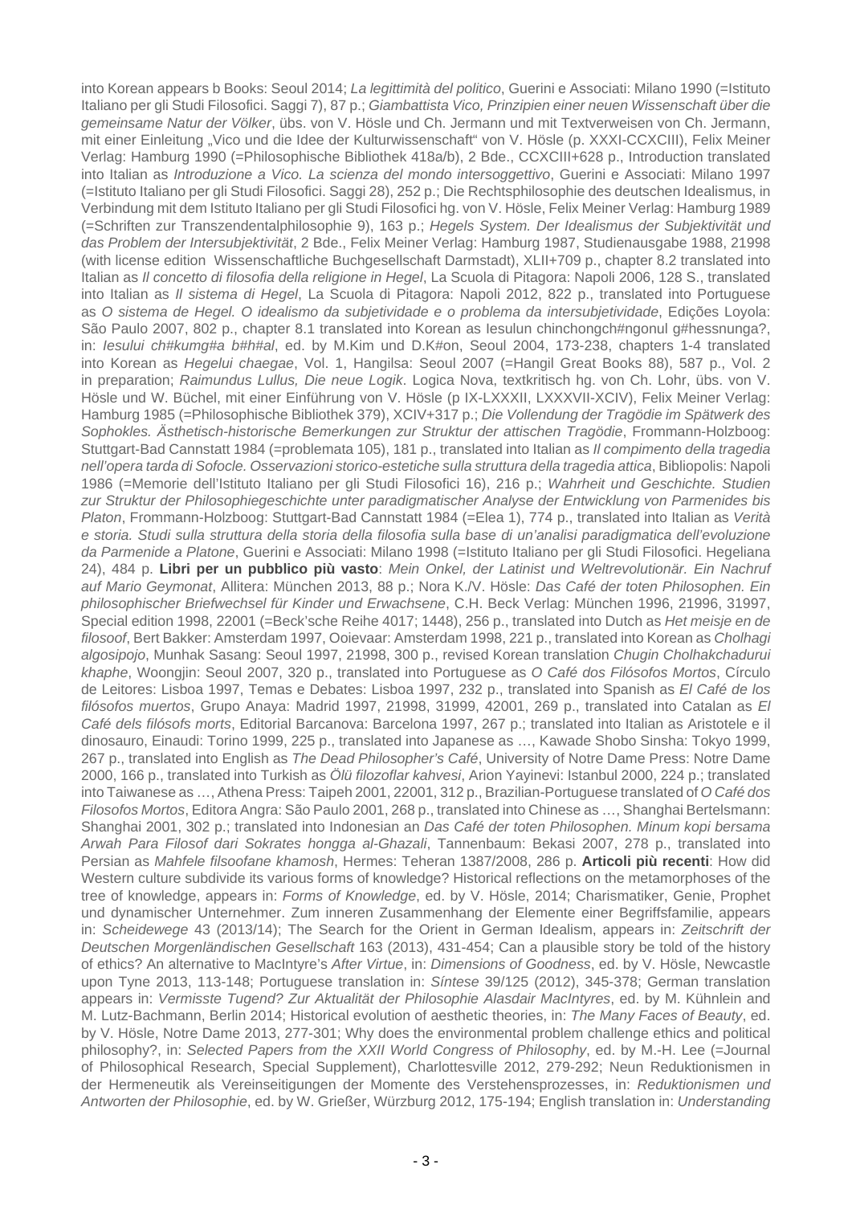into Korean appears b Books: Seoul 2014; *La legittimità del politico*, Guerini e Associati: Milano 1990 (=Istituto Italiano per gli Studi Filosofici. Saggi 7), 87 p.; *Giambattista Vico, Prinzipien einer neuen Wissenschaft über die gemeinsame Natur der Völker*, übs. von V. Hösle und Ch. Jermann und mit Textverweisen von Ch. Jermann, mit einer Einleitung „Vico und die Idee der Kulturwissenschaft" von V. Hösle (p. XXXI-CCXCIII), Felix Meiner Verlag: Hamburg 1990 (=Philosophische Bibliothek 418a/b), 2 Bde., CCXCIII+628 p., Introduction translated into Italian as *Introduzione a Vico. La scienza del mondo intersoggettivo*, Guerini e Associati: Milano 1997 (=Istituto Italiano per gli Studi Filosofici. Saggi 28), 252 p.; Die Rechtsphilosophie des deutschen Idealismus, in Verbindung mit dem Istituto Italiano per gli Studi Filosofici hg. von V. Hösle, Felix Meiner Verlag: Hamburg 1989 (=Schriften zur Transzendentalphilosophie 9), 163 p.; *Hegels System. Der Idealismus der Subjektivität und das Problem der Intersubjektivität*, 2 Bde., Felix Meiner Verlag: Hamburg 1987, Studienausgabe 1988, 21998 (with license edition Wissenschaftliche Buchgesellschaft Darmstadt), XLII+709 p., chapter 8.2 translated into Italian as *Il concetto di filosofia della religione in Hegel*, La Scuola di Pitagora: Napoli 2006, 128 S., translated into Italian as *Il sistema di Hegel*, La Scuola di Pitagora: Napoli 2012, 822 p., translated into Portuguese as *O sistema de Hegel. O idealismo da subjetividade e o problema da intersubjetividade*, Edições Loyola: São Paulo 2007, 802 p., chapter 8.1 translated into Korean as Iesulun chinchongch#ngonul g#hessnunga?, in: *Iesului ch#kumg#a b#h#al*, ed. by M.Kim und D.K#on, Seoul 2004, 173-238, chapters 1-4 translated into Korean as *Hegelui chaegae*, Vol. 1, Hangilsa: Seoul 2007 (=Hangil Great Books 88), 587 p., Vol. 2 in preparation; *Raimundus Lullus, Die neue Logik*. Logica Nova, textkritisch hg. von Ch. Lohr, übs. von V. Hösle und W. Büchel, mit einer Einführung von V. Hösle (p IX-LXXXII, LXXXVII-XCIV), Felix Meiner Verlag: Hamburg 1985 (=Philosophische Bibliothek 379), XCIV+317 p.; *Die Vollendung der Tragödie im Spätwerk des Sophokles. Ästhetisch-historische Bemerkungen zur Struktur der attischen Tragödie*, Frommann-Holzboog: Stuttgart-Bad Cannstatt 1984 (=problemata 105), 181 p., translated into Italian as *Il compimento della tragedia nell'opera tarda di Sofocle. Osservazioni storico-estetiche sulla struttura della tragedia attica*, Bibliopolis: Napoli 1986 (=Memorie dell'Istituto Italiano per gli Studi Filosofici 16), 216 p.; *Wahrheit und Geschichte. Studien zur Struktur der Philosophiegeschichte unter paradigmatischer Analyse der Entwicklung von Parmenides bis Platon*, Frommann-Holzboog: Stuttgart-Bad Cannstatt 1984 (=Elea 1), 774 p., translated into Italian as *Verità e storia. Studi sulla struttura della storia della filosofia sulla base di un'analisi paradigmatica dell'evoluzione da Parmenide a Platone*, Guerini e Associati: Milano 1998 (=Istituto Italiano per gli Studi Filosofici. Hegeliana 24), 484 p. **Libri per un pubblico più vasto**: *Mein Onkel, der Latinist und Weltrevolutionär. Ein Nachruf auf Mario Geymonat*, Allitera: München 2013, 88 p.; Nora K./V. Hösle: *Das Café der toten Philosophen. Ein philosophischer Briefwechsel für Kinder und Erwachsene*, C.H. Beck Verlag: München 1996, 21996, 31997, Special edition 1998, 22001 (=Beck'sche Reihe 4017; 1448), 256 p., translated into Dutch as *Het meisje en de filosoof*, Bert Bakker: Amsterdam 1997, Ooievaar: Amsterdam 1998, 221 p., translated into Korean as *Cholhagi algosipojo*, Munhak Sasang: Seoul 1997, 21998, 300 p., revised Korean translation *Chugin Cholhakchadurui khaphe*, Woongjin: Seoul 2007, 320 p., translated into Portuguese as *O Café dos Filósofos Mortos*, Círculo de Leitores: Lisboa 1997, Temas e Debates: Lisboa 1997, 232 p., translated into Spanish as *El Café de los filósofos muertos*, Grupo Anaya: Madrid 1997, 21998, 31999, 42001, 269 p., translated into Catalan as *El Café dels filósofs morts*, Editorial Barcanova: Barcelona 1997, 267 p.; translated into Italian as Aristotele e il dinosauro, Einaudi: Torino 1999, 225 p., translated into Japanese as …, Kawade Shobo Sinsha: Tokyo 1999, 267 p., translated into English as *The Dead Philosopher's Café*, University of Notre Dame Press: Notre Dame 2000, 166 p., translated into Turkish as *Ölü filozoflar kahvesi*, Arion Yayinevi: Istanbul 2000, 224 p.; translated into Taiwanese as …, Athena Press: Taipeh 2001, 22001, 312 p., Brazilian-Portuguese translated of *O Café dos Filosofos Mortos*, Editora Angra: São Paulo 2001, 268 p., translated into Chinese as …, Shanghai Bertelsmann: Shanghai 2001, 302 p.; translated into Indonesian an *Das Café der toten Philosophen. Minum kopi bersama Arwah Para Filosof dari Sokrates hongga al-Ghazali*, Tannenbaum: Bekasi 2007, 278 p., translated into Persian as *Mahfele filsoofane khamosh*, Hermes: Teheran 1387/2008, 286 p. **Articoli più recenti**: How did Western culture subdivide its various forms of knowledge? Historical reflections on the metamorphoses of the tree of knowledge, appears in: *Forms of Knowledge*, ed. by V. Hösle, 2014; Charismatiker, Genie, Prophet und dynamischer Unternehmer. Zum inneren Zusammenhang der Elemente einer Begriffsfamilie, appears in: *Scheidewege* 43 (2013/14); The Search for the Orient in German Idealism, appears in: *Zeitschrift der Deutschen Morgenländischen Gesellschaft* 163 (2013), 431-454; Can a plausible story be told of the history of ethics? An alternative to MacIntyre's *After Virtue*, in: *Dimensions of Goodness*, ed. by V. Hösle, Newcastle upon Tyne 2013, 113-148; Portuguese translation in: *Síntese* 39/125 (2012), 345-378; German translation appears in: *Vermisste Tugend? Zur Aktualität der Philosophie Alasdair MacIntyres*, ed. by M. Kühnlein and M. Lutz-Bachmann, Berlin 2014; Historical evolution of aesthetic theories, in: *The Many Faces of Beauty*, ed. by V. Hösle, Notre Dame 2013, 277-301; Why does the environmental problem challenge ethics and political philosophy?, in: *Selected Papers from the XXII World Congress of Philosophy*, ed. by M.-H. Lee (=Journal of Philosophical Research, Special Supplement), Charlottesville 2012, 279-292; Neun Reduktionismen in der Hermeneutik als Vereinseitigungen der Momente des Verstehensprozesses, in: *Reduktionismen und Antworten der Philosophie*, ed. by W. Grießer, Würzburg 2012, 175-194; English translation in: *Understanding*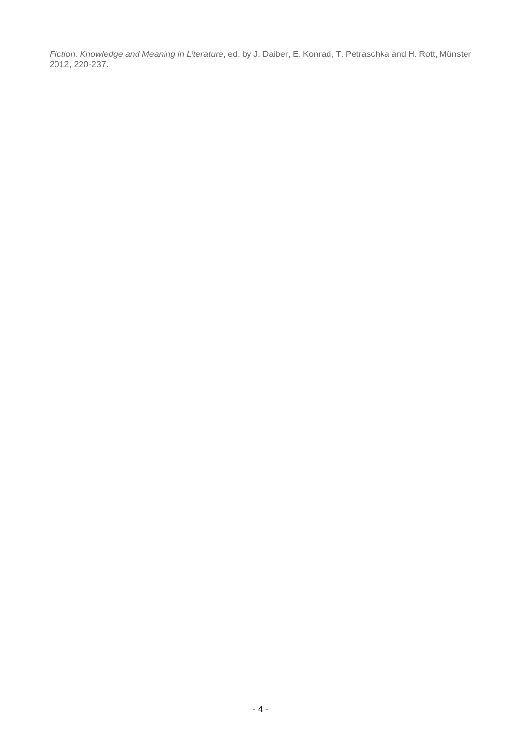*Fiction. Knowledge and Meaning in Literature*, ed. by J. Daiber, E. Konrad, T. Petraschka and H. Rott, Münster 2012, 220-237.